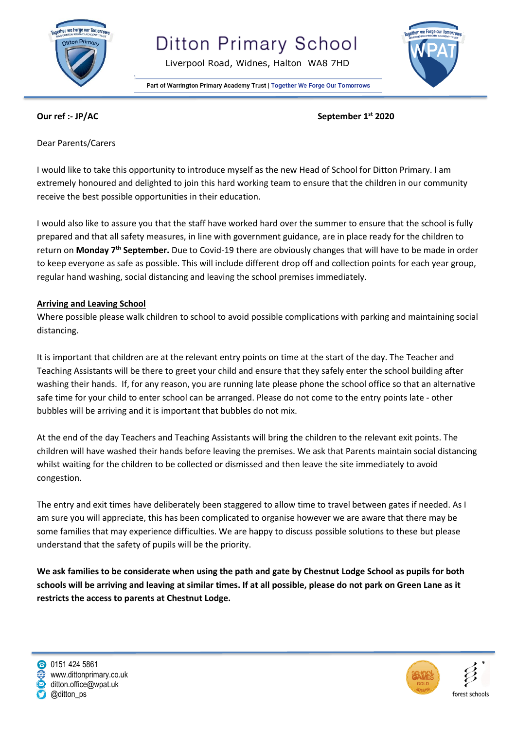# Ditton Primary School

Liverpool Road, Widnes, Halton WA8 7HD

Part of Warrington Primary Academy Trust | Together We Forge Our Tomorrows

**Our ref :- JP/AC** **September 1st 2020**

Dear Parents/Carers

I would like to take this opportunity to introduce myself as the new Head of School for Ditton Primary. I am extremely honoured and delighted to join this hard working team to ensure that the children in our community receive the best possible opportunities in their education.

I would also like to assure you that the staff have worked hard over the summer to ensure that the school is fully prepared and that all safety measures, in line with government guidance, are in place ready for the children to return on **Monday 7th September.** Due to Covid-19 there are obviously changes that will have to be made in order to keep everyone as safe as possible. This will include different drop off and collection points for each year group, regular hand washing, social distancing and leaving the school premises immediately.

**Arriving and Leaving School**

Where possible please walk children to school to avoid possible complications with parking and maintaining social distancing.

It is important that children are at the relevant entry points on time at the start of the day. The Teacher and Teaching Assistants will be there to greet your child and ensure that they safely enter the school building after washing their hands. If, for any reason, you are running late please phone the school office so that an alternative safe time for your child to enter school can be arranged. Please do not come to the entry points late - other bubbles will be arriving and it is important that bubbles do not mix.

At the end of the day Teachers and Teaching Assistants will bring the children to the relevant exit points. The children will have washed their hands before leaving the premises. We ask that Parents maintain social distancing whilst waiting for the children to be collected or dismissed and then leave the site immediately to avoid congestion.

The entry and exit times have deliberately been staggered to allow time to travel between gates if needed. As I am sure you will appreciate, this has been complicated to organise however we are aware that there may be some families that may experience difficulties. We are happy to discuss possible solutions to these but please understand that the safety of pupils will be the priority.

**We ask families to be considerate when using the path and gate by Chestnut Lodge School as pupils for both schools will be arriving and leaving at similar times. If at all possible, please do not park on Green Lane as it restricts the access to parents at Chestnut Lodge.**

0151 424 5861
www.dittonprimary.co.uk
ditton.office@wpat.uk
@ditton_ps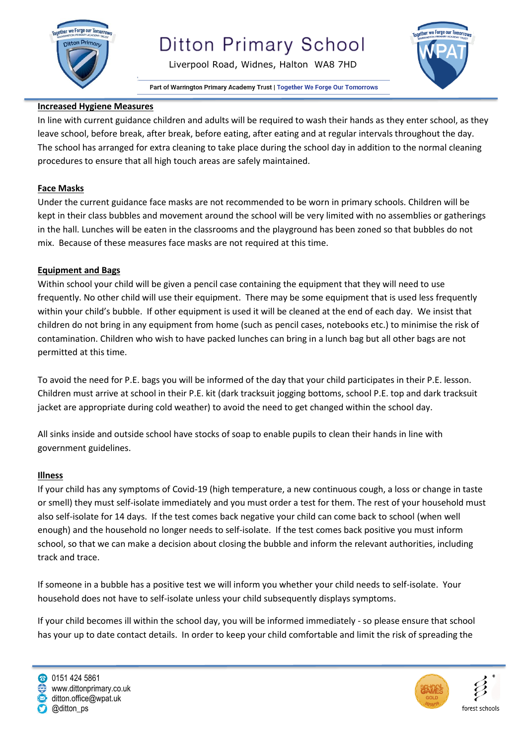## Increased Hygiene Measures

In line with current guidance children and adults will be required to wash their hands as they enter school, as they leave school, before break, after break, before eating, after eating and at regular intervals throughout the day. The school has arranged for extra cleaning to take place during the school day in addition to the normal cleaning procedures to ensure that all high touch areas are safely maintained.

## Face Masks

Under the current guidance face masks are not recommended to be worn in primary schools. Children will be kept in their class bubbles and movement around the school will be very limited with no assemblies or gatherings in the hall. Lunches will be eaten in the classrooms and the playground has been zoned so that bubbles do not mix. Because of these measures face masks are not required at this time.

## Equipment and Bags

Within school your child will be given a pencil case containing the equipment that they will need to use frequently. No other child will use their equipment. There may be some equipment that is used less frequently within your child's bubble. If other equipment is used it will be cleaned at the end of each day. We insist that children do not bring in any equipment from home (such as pencil cases, notebooks etc.) to minimise the risk of contamination. Children who wish to have packed lunches can bring in a lunch bag but all other bags are not permitted at this time.

To avoid the need for P.E. bags you will be informed of the day that your child participates in their P.E. lesson. Children must arrive at school in their P.E. kit (dark tracksuit jogging bottoms, school P.E. top and dark tracksuit jacket are appropriate during cold weather) to avoid the need to get changed within the school day.

All sinks inside and outside school have stocks of soap to enable pupils to clean their hands in line with government guidelines.

## Illness

If your child has any symptoms of Covid-19 (high temperature, a new continuous cough, a loss or change in taste or smell) they must self-isolate immediately and you must order a test for them. The rest of your household must also self-isolate for 14 days. If the test comes back negative your child can come back to school (when well enough) and the household no longer needs to self-isolate. If the test comes back positive you must inform school, so that we can make a decision about closing the bubble and inform the relevant authorities, including track and trace.

If someone in a bubble has a positive test we will inform you whether your child needs to self-isolate. Your household does not have to self-isolate unless your child subsequently displays symptoms.

If your child becomes ill within the school day, you will be informed immediately - so please ensure that school has your up to date contact details. In order to keep your child comfortable and limit the risk of spreading the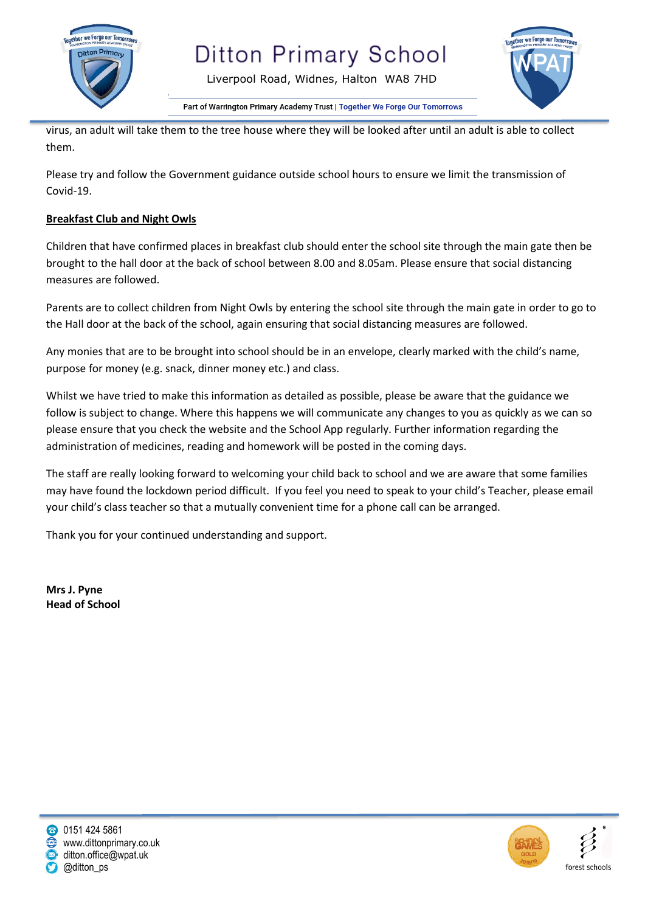virus, an adult will take them to the tree house where they will be looked after until an adult is able to collect them.

Please try and follow the Government guidance outside school hours to ensure we limit the transmission of Covid-19.

**Breakfast Club and Night Owls**

Children that have confirmed places in breakfast club should enter the school site through the main gate then be brought to the hall door at the back of school between 8.00 and 8.05am. Please ensure that social distancing measures are followed.

Parents are to collect children from Night Owls by entering the school site through the main gate in order to go to the Hall door at the back of the school, again ensuring that social distancing measures are followed.

Any monies that are to be brought into school should be in an envelope, clearly marked with the child's name, purpose for money (e.g. snack, dinner money etc.) and class.

Whilst we have tried to make this information as detailed as possible, please be aware that the guidance we follow is subject to change. Where this happens we will communicate any changes to you as quickly as we can so please ensure that you check the website and the School App regularly. Further information regarding the administration of medicines, reading and homework will be posted in the coming days.

The staff are really looking forward to welcoming your child back to school and we are aware that some families may have found the lockdown period difficult. If you feel you need to speak to your child's Teacher, please email your child's class teacher so that a mutually convenient time for a phone call can be arranged.

Thank you for your continued understanding and support.

**Mrs J. Pyne**
**Head of School**